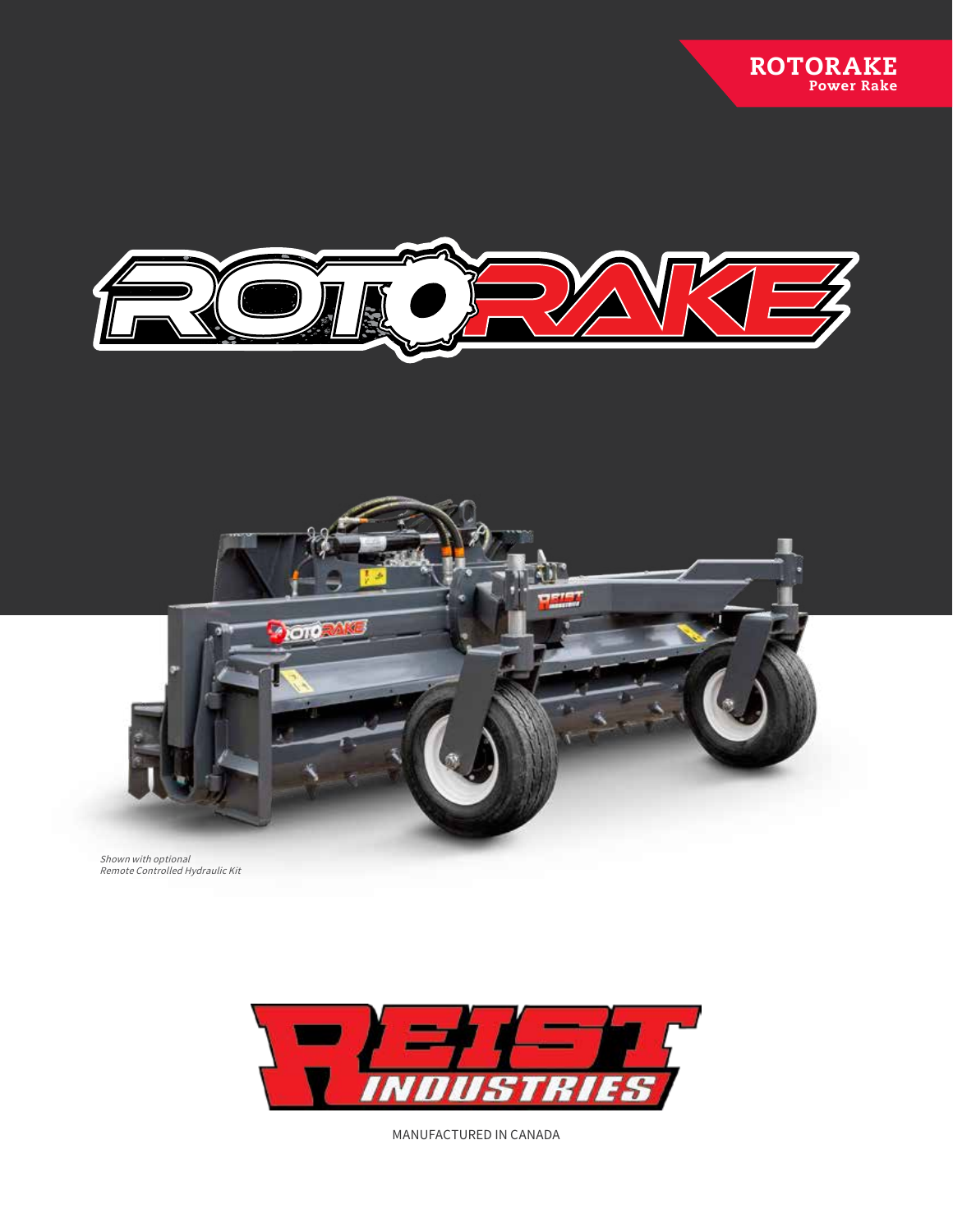**ROTORAKE**
**Power Rake**

# ROTORAKE

*Shown with optional*
*Remote Controlled Hydraulic Kit*

REIST INDUSTRIES

MANUFACTURED IN CANADA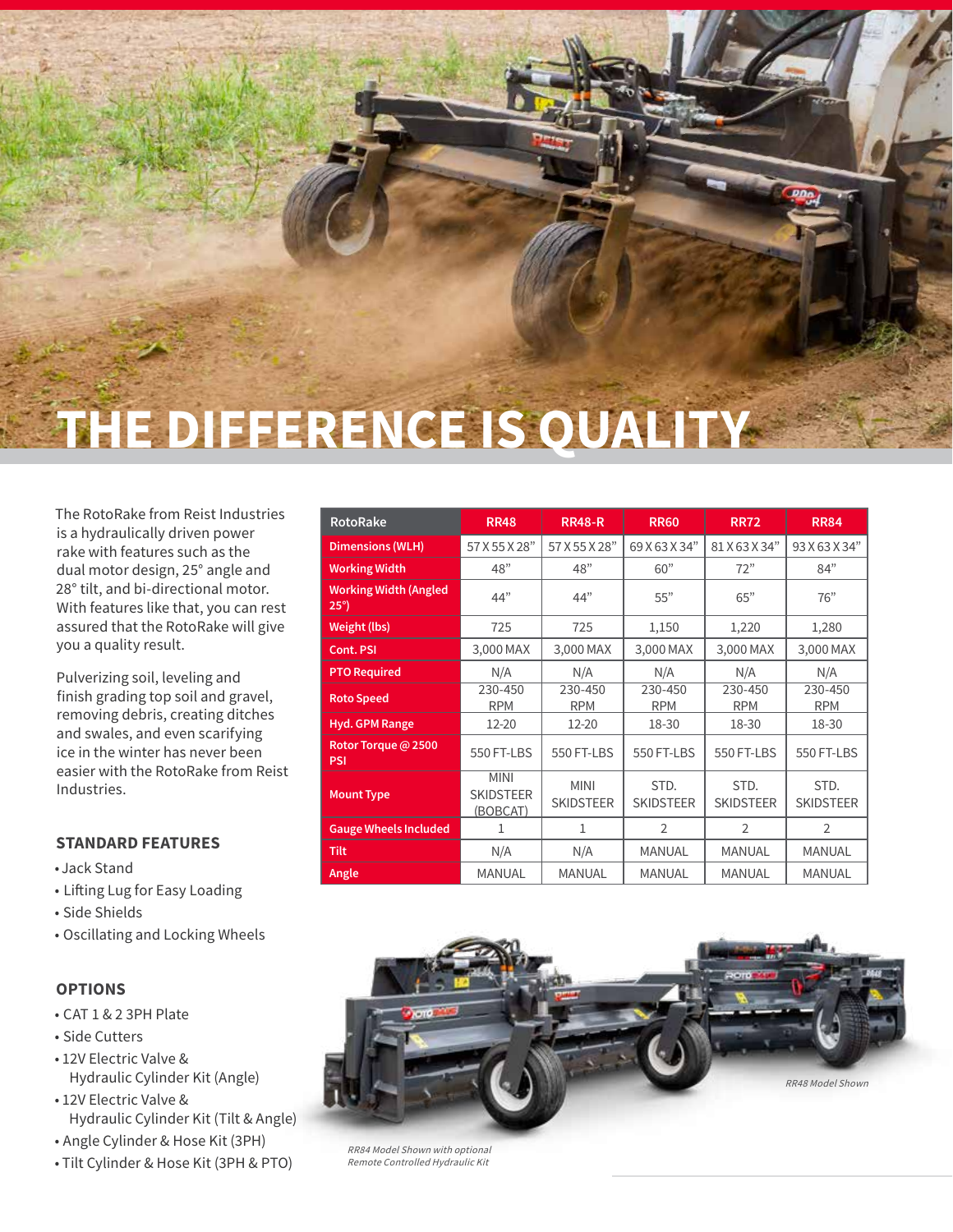# THE DIFFERENCE IS QUALITY

The RotoRake from Reist Industries is a hydraulically driven power rake with features such as the dual motor design, 25° angle and 28° tilt, and bi-directional motor. With features like that, you can rest assured that the RotoRake will give you a quality result.

Pulverizing soil, leveling and finish grading top soil and gravel, removing debris, creating ditches and swales, and even scarifying ice in the winter has never been easier with the RotoRake from Reist Industries.

## STANDARD FEATURES

- Jack Stand
- Lifting Lug for Easy Loading
- Side Shields
- Oscillating and Locking Wheels

## OPTIONS

- CAT 1 & 2 3PH Plate
- Side Cutters
- 12V Electric Valve & Hydraulic Cylinder Kit (Angle)
- 12V Electric Valve & Hydraulic Cylinder Kit (Tilt & Angle)
- Angle Cylinder & Hose Kit (3PH)
- Tilt Cylinder & Hose Kit (3PH & PTO)

| RotoRake | RR48 | RR48-R | RR60 | RR72 | RR84 |
|---|---|---|---|---|---|
| Dimensions (WLH) | 57 X 55 X 28” | 57 X 55 X 28” | 69 X 63 X 34” | 81 X 63 X 34” | 93 X 63 X 34” |
| Working Width | 48” | 48” | 60” | 72” | 84” |
| Working Width (Angled 25°) | 44” | 44” | 55” | 65” | 76” |
| Weight (lbs) | 725 | 725 | 1,150 | 1,220 | 1,280 |
| Cont. PSI | 3,000 MAX | 3,000 MAX | 3,000 MAX | 3,000 MAX | 3,000 MAX |
| PTO Required | N/A | N/A | N/A | N/A | N/A |
| Roto Speed | 230-450 RPM | 230-450 RPM | 230-450 RPM | 230-450 RPM | 230-450 RPM |
| Hyd. GPM Range | 12-20 | 12-20 | 18-30 | 18-30 | 18-30 |
| Rotor Torque @ 2500 PSI | 550 FT-LBS | 550 FT-LBS | 550 FT-LBS | 550 FT-LBS | 550 FT-LBS |
| Mount Type | MINI SKIDSTEER (BOBCAT) | MINI SKIDSTEER | STD. SKIDSTEER | STD. SKIDSTEER | STD. SKIDSTEER |
| Gauge Wheels Included | 1 | 1 | 2 | 2 | 2 |
| Tilt | N/A | N/A | MANUAL | MANUAL | MANUAL |
| Angle | MANUAL | MANUAL | MANUAL | MANUAL | MANUAL |

*RR48 Model Shown*

*RR84 Model Shown with optional Remote Controlled Hydraulic Kit*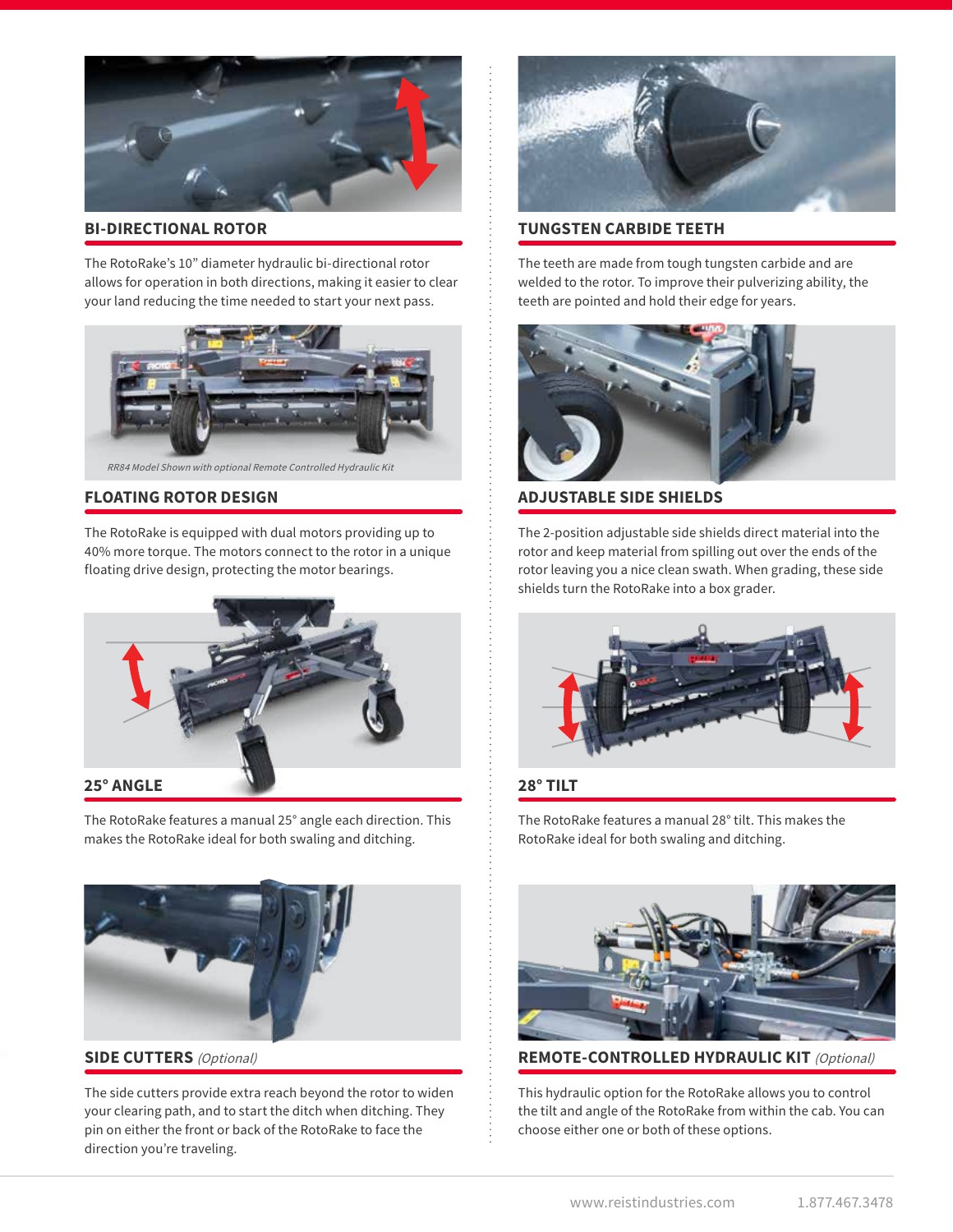## BI-DIRECTIONAL ROTOR

The RotoRake's 10" diameter hydraulic bi-directional rotor allows for operation in both directions, making it easier to clear your land reducing the time needed to start your next pass.

*RR84 Model Shown with optional Remote Controlled Hydraulic Kit*

## FLOATING ROTOR DESIGN

The RotoRake is equipped with dual motors providing up to 40% more torque. The motors connect to the rotor in a unique floating drive design, protecting the motor bearings.

## 25° ANGLE

The RotoRake features a manual 25° angle each direction. This makes the RotoRake ideal for both swaling and ditching.

## SIDE CUTTERS *(Optional)*

The side cutters provide extra reach beyond the rotor to widen your clearing path, and to start the ditch when ditching. They pin on either the front or back of the RotoRake to face the direction you're traveling.

## TUNGSTEN CARBIDE TEETH

The teeth are made from tough tungsten carbide and are welded to the rotor. To improve their pulverizing ability, the teeth are pointed and hold their edge for years.

## ADJUSTABLE SIDE SHIELDS

The 2-position adjustable side shields direct material into the rotor and keep material from spilling out over the ends of the rotor leaving you a nice clean swath. When grading, these side shields turn the RotoRake into a box grader.

## 28° TILT

The RotoRake features a manual 28° tilt. This makes the RotoRake ideal for both swaling and ditching.

## REMOTE-CONTROLLED HYDRAULIC KIT *(Optional)*

This hydraulic option for the RotoRake allows you to control the tilt and angle of the RotoRake from within the cab. You can choose either one or both of these options.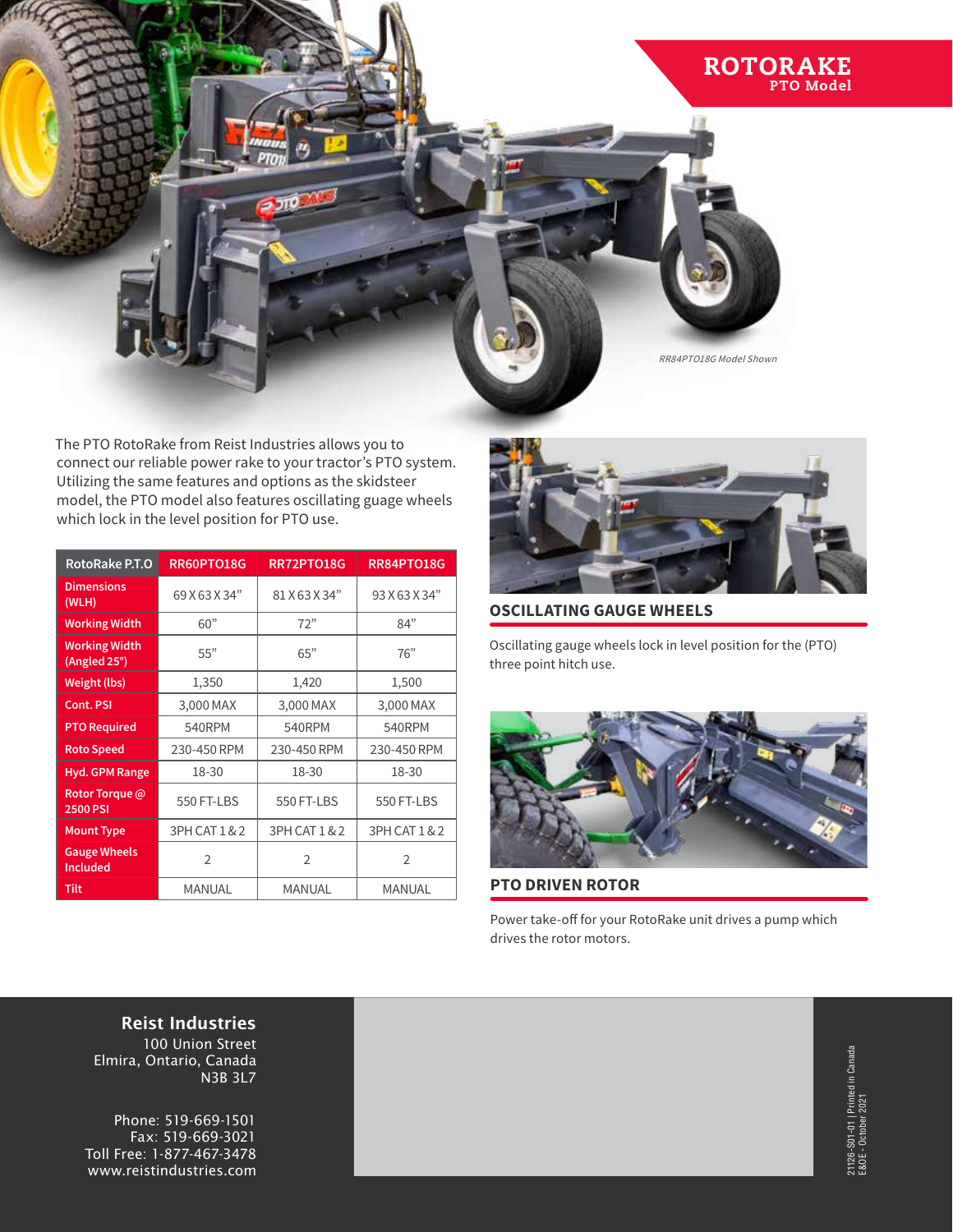# ROTORAKE
## PTO Model

*RR84PTO18G Model Shown*

The PTO RotoRake from Reist Industries allows you to connect our reliable power rake to your tractor's PTO system. Utilizing the same features and options as the skidsteer model, the PTO model also features oscillating guage wheels which lock in the level position for PTO use.

| RotoRake P.T.O | RR60PTO18G | RR72PTO18G | RR84PTO18G |
|---|---|---|---|
| Dimensions (WLH) | 69 X 63 X 34" | 81 X 63 X 34" | 93 X 63 X 34" |
| Working Width | 60" | 72" | 84" |
| Working Width (Angled 25°) | 55" | 65" | 76" |
| Weight (lbs) | 1,350 | 1,420 | 1,500 |
| Cont. PSI | 3,000 MAX | 3,000 MAX | 3,000 MAX |
| PTO Required | 540RPM | 540RPM | 540RPM |
| Roto Speed | 230-450 RPM | 230-450 RPM | 230-450 RPM |
| Hyd. GPM Range | 18-30 | 18-30 | 18-30 |
| Rotor Torque @ 2500 PSI | 550 FT-LBS | 550 FT-LBS | 550 FT-LBS |
| Mount Type | 3PH CAT 1 & 2 | 3PH CAT 1 & 2 | 3PH CAT 1 & 2 |
| Gauge Wheels Included | 2 | 2 | 2 |
| Tilt | MANUAL | MANUAL | MANUAL |

### OSCILLATING GAUGE WHEELS

Oscillating gauge wheels lock in level position for the (PTO) three point hitch use.

### PTO DRIVEN ROTOR

Power take-off for your RotoRake unit drives a pump which drives the rotor motors.

**Reist Industries**
100 Union Street
Elmira, Ontario, Canada
N3B 3L7

Phone: 519-669-1501
Fax: 519-669-3021
Toll Free: 1-877-467-3478
www.reistindustries.com

21126-S01-01 | Printed in Canada
E&OE - October 2021